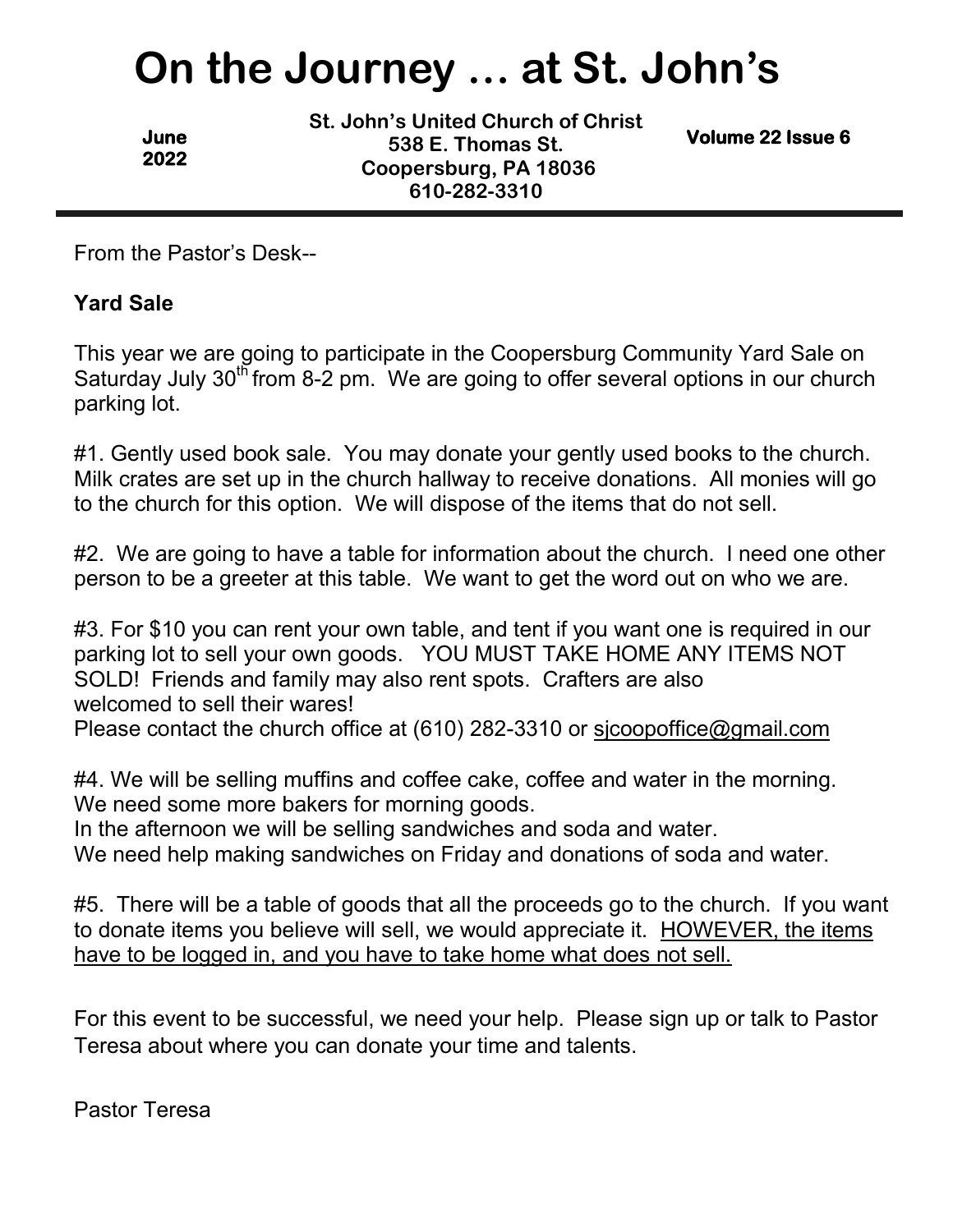# On the Journey … at St. John's

June 2022

**St. John's United Church of Christ**
**538 E. Thomas St.**
**Coopersburg, PA 18036**
**610-282-3310**

**Volume 22 Issue 6**

---

From the Pastor's Desk--

**Yard Sale**

This year we are going to participate in the Coopersburg Community Yard Sale on Saturday July 30th from 8-2 pm. We are going to offer several options in our church parking lot.

#1. Gently used book sale. You may donate your gently used books to the church. Milk crates are set up in the church hallway to receive donations. All monies will go to the church for this option. We will dispose of the items that do not sell.

#2. We are going to have a table for information about the church. I need one other person to be a greeter at this table. We want to get the word out on who we are.

#3. For $10 you can rent your own table, and tent if you want one is required in our parking lot to sell your own goods. YOU MUST TAKE HOME ANY ITEMS NOT SOLD! Friends and family may also rent spots. Crafters are also welcomed to sell their wares!
Please contact the church office at (610) 282-3310 or sjcoopoffice@gmail.com

#4. We will be selling muffins and coffee cake, coffee and water in the morning. We need some more bakers for morning goods.
In the afternoon we will be selling sandwiches and soda and water.
We need help making sandwiches on Friday and donations of soda and water.

#5. There will be a table of goods that all the proceeds go to the church. If you want to donate items you believe will sell, we would appreciate it. <u>HOWEVER, the items have to be logged in, and you have to take home what does not sell.</u>

For this event to be successful, we need your help. Please sign up or talk to Pastor Teresa about where you can donate your time and talents.

Pastor Teresa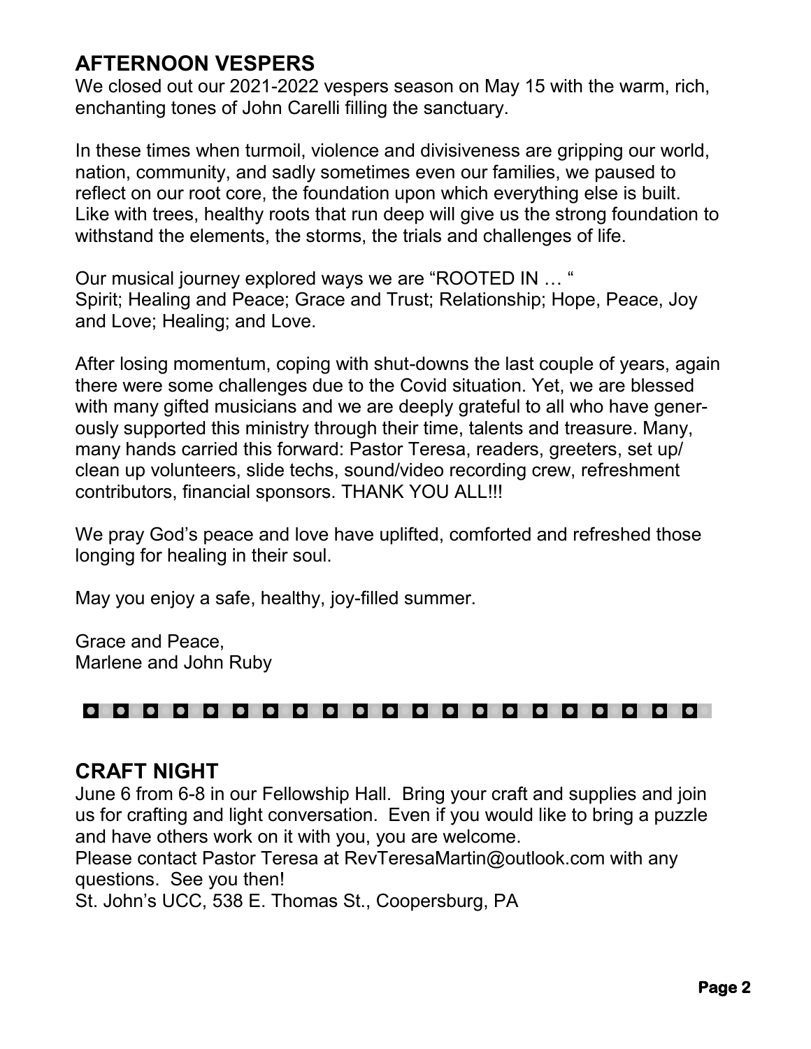## AFTERNOON VESPERS

We closed out our 2021-2022 vespers season on May 15 with the warm, rich, enchanting tones of John Carelli filling the sanctuary.

In these times when turmoil, violence and divisiveness are gripping our world, nation, community, and sadly sometimes even our families, we paused to reflect on our root core, the foundation upon which everything else is built. Like with trees, healthy roots that run deep will give us the strong foundation to withstand the elements, the storms, the trials and challenges of life.

Our musical journey explored ways we are "ROOTED IN … "
Spirit; Healing and Peace; Grace and Trust; Relationship; Hope, Peace, Joy and Love; Healing; and Love.

After losing momentum, coping with shut-downs the last couple of years, again there were some challenges due to the Covid situation. Yet, we are blessed with many gifted musicians and we are deeply grateful to all who have generously supported this ministry through their time, talents and treasure. Many, many hands carried this forward: Pastor Teresa, readers, greeters, set up/clean up volunteers, slide techs, sound/video recording crew, refreshment contributors, financial sponsors. THANK YOU ALL!!!

We pray God's peace and love have uplifted, comforted and refreshed those longing for healing in their soul.

May you enjoy a safe, healthy, joy-filled summer.

Grace and Peace,
Marlene and John Ruby

---

## CRAFT NIGHT

June 6 from 6-8 in our Fellowship Hall. Bring your craft and supplies and join us for crafting and light conversation. Even if you would like to bring a puzzle and have others work on it with you, you are welcome.
Please contact Pastor Teresa at RevTeresaMartin@outlook.com with any questions. See you then!
St. John's UCC, 538 E. Thomas St., Coopersburg, PA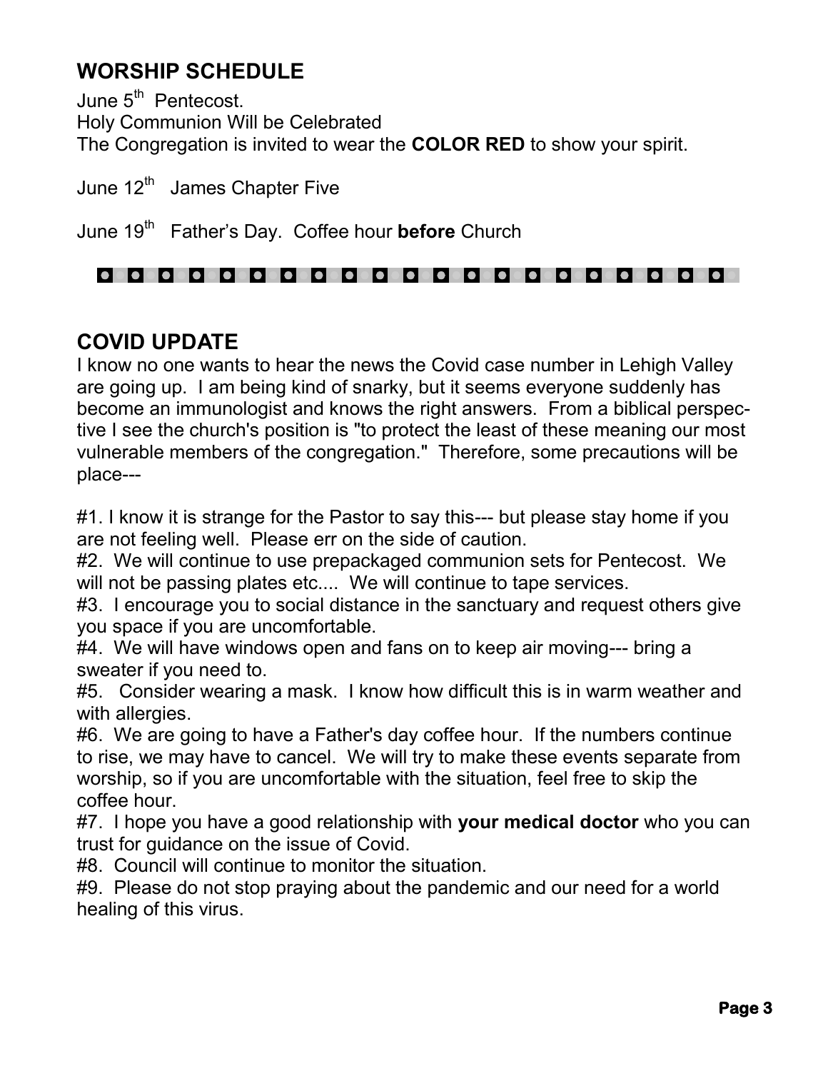## WORSHIP SCHEDULE

June 5th Pentecost.
Holy Communion Will be Celebrated
The Congregation is invited to wear the **COLOR RED** to show your spirit.

June 12th James Chapter Five

June 19th Father's Day. Coffee hour **before** Church

## COVID UPDATE

I know no one wants to hear the news the Covid case number in Lehigh Valley are going up. I am being kind of snarky, but it seems everyone suddenly has become an immunologist and knows the right answers. From a biblical perspective I see the church's position is "to protect the least of these meaning our most vulnerable members of the congregation." Therefore, some precautions will be place---

#1. I know it is strange for the Pastor to say this--- but please stay home if you are not feeling well. Please err on the side of caution.
#2. We will continue to use prepackaged communion sets for Pentecost. We will not be passing plates etc.... We will continue to tape services.
#3. I encourage you to social distance in the sanctuary and request others give you space if you are uncomfortable.
#4. We will have windows open and fans on to keep air moving--- bring a sweater if you need to.
#5. Consider wearing a mask. I know how difficult this is in warm weather and with allergies.
#6. We are going to have a Father's day coffee hour. If the numbers continue to rise, we may have to cancel. We will try to make these events separate from worship, so if you are uncomfortable with the situation, feel free to skip the coffee hour.
#7. I hope you have a good relationship with **your medical doctor** who you can trust for guidance on the issue of Covid.
#8. Council will continue to monitor the situation.
#9. Please do not stop praying about the pandemic and our need for a world healing of this virus.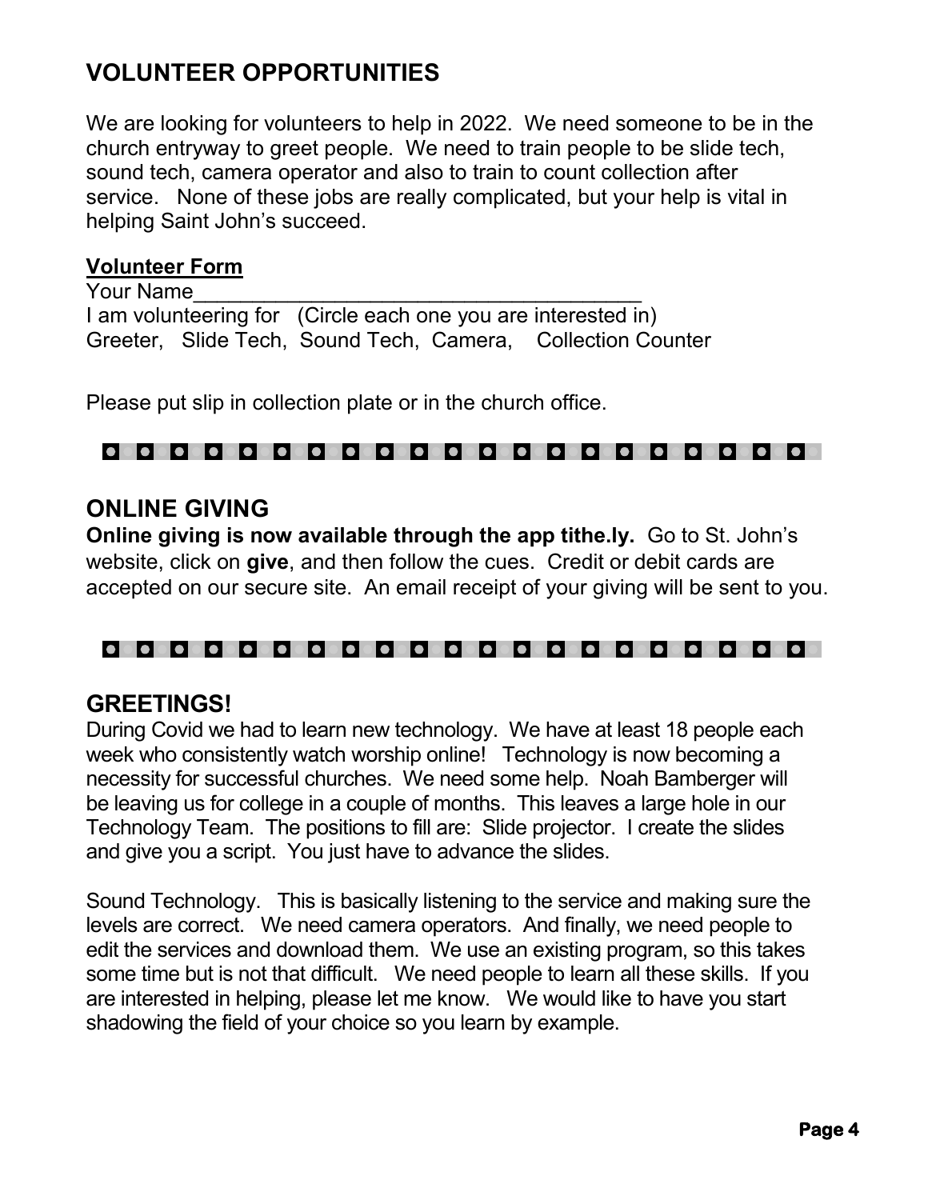## VOLUNTEER OPPORTUNITIES

We are looking for volunteers to help in 2022. We need someone to be in the church entryway to greet people. We need to train people to be slide tech, sound tech, camera operator and also to train to count collection after service. None of these jobs are really complicated, but your help is vital in helping Saint John's succeed.

**Volunteer Form**

Your Name_______________________________________

I am volunteering for (Circle each one you are interested in)

Greeter, Slide Tech, Sound Tech, Camera, Collection Counter

Please put slip in collection plate or in the church office.

## ONLINE GIVING

**Online giving is now available through the app tithe.ly.** Go to St. John's website, click on **give**, and then follow the cues. Credit or debit cards are accepted on our secure site. An email receipt of your giving will be sent to you.

## GREETINGS!

During Covid we had to learn new technology. We have at least 18 people each week who consistently watch worship online! Technology is now becoming a necessity for successful churches. We need some help. Noah Bamberger will be leaving us for college in a couple of months. This leaves a large hole in our Technology Team. The positions to fill are: Slide projector. I create the slides and give you a script. You just have to advance the slides.

Sound Technology. This is basically listening to the service and making sure the levels are correct. We need camera operators. And finally, we need people to edit the services and download them. We use an existing program, so this takes some time but is not that difficult. We need people to learn all these skills. If you are interested in helping, please let me know. We would like to have you start shadowing the field of your choice so you learn by example.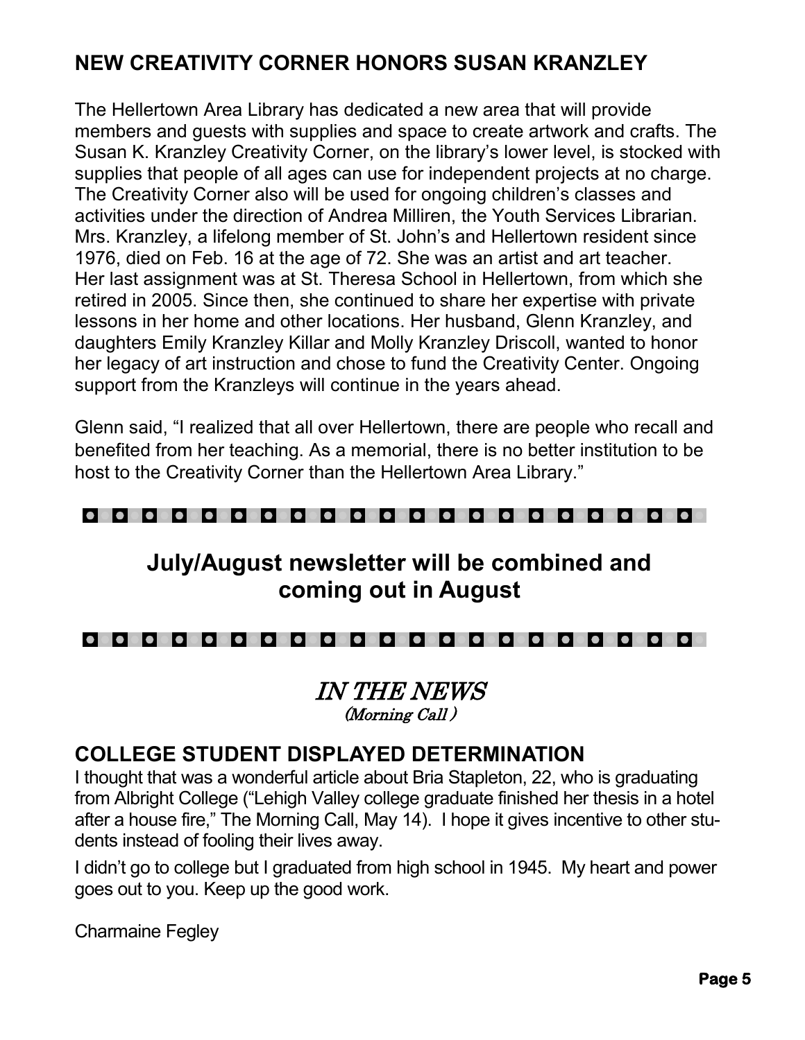## NEW CREATIVITY CORNER HONORS SUSAN KRANZLEY

The Hellertown Area Library has dedicated a new area that will provide members and guests with supplies and space to create artwork and crafts. The Susan K. Kranzley Creativity Corner, on the library's lower level, is stocked with supplies that people of all ages can use for independent projects at no charge. The Creativity Corner also will be used for ongoing children's classes and activities under the direction of Andrea Milliren, the Youth Services Librarian. Mrs. Kranzley, a lifelong member of St. John's and Hellertown resident since 1976, died on Feb. 16 at the age of 72. She was an artist and art teacher. Her last assignment was at St. Theresa School in Hellertown, from which she retired in 2005. Since then, she continued to share her expertise with private lessons in her home and other locations. Her husband, Glenn Kranzley, and daughters Emily Kranzley Killar and Molly Kranzley Driscoll, wanted to honor her legacy of art instruction and chose to fund the Creativity Center. Ongoing support from the Kranzleys will continue in the years ahead.

Glenn said, "I realized that all over Hellertown, there are people who recall and benefited from her teaching. As a memorial, there is no better institution to be host to the Creativity Corner than the Hellertown Area Library."

---

### July/August newsletter will be combined and coming out in August

---

## *IN THE NEWS*

*(Morning Call )*

## COLLEGE STUDENT DISPLAYED DETERMINATION

I thought that was a wonderful article about Bria Stapleton, 22, who is graduating from Albright College ("Lehigh Valley college graduate finished her thesis in a hotel after a house fire," The Morning Call, May 14). I hope it gives incentive to other students instead of fooling their lives away.

I didn't go to college but I graduated from high school in 1945. My heart and power goes out to you. Keep up the good work.

Charmaine Fegley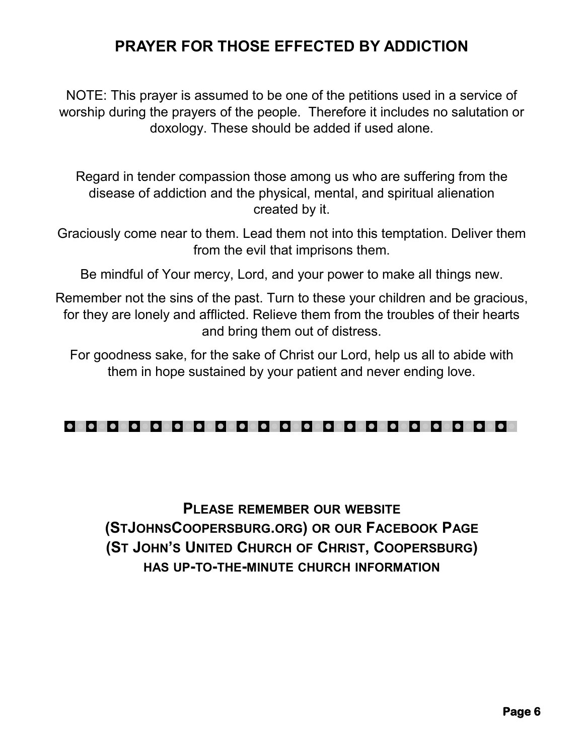## PRAYER FOR THOSE EFFECTED BY ADDICTION

NOTE: This prayer is assumed to be one of the petitions used in a service of worship during the prayers of the people. Therefore it includes no salutation or doxology. These should be added if used alone.

Regard in tender compassion those among us who are suffering from the disease of addiction and the physical, mental, and spiritual alienation created by it.

Graciously come near to them. Lead them not into this temptation. Deliver them from the evil that imprisons them.

Be mindful of Your mercy, Lord, and your power to make all things new.

Remember not the sins of the past. Turn to these your children and be gracious, for they are lonely and afflicted. Relieve them from the troubles of their hearts and bring them out of distress.

For goodness sake, for the sake of Christ our Lord, help us all to abide with them in hope sustained by your patient and never ending love.

---

**PLEASE REMEMBER OUR WEBSITE (STJOHNSCOOPERSBURG.ORG) OR OUR FACEBOOK PAGE (ST JOHN'S UNITED CHURCH OF CHRIST, COOPERSBURG) HAS UP-TO-THE-MINUTE CHURCH INFORMATION**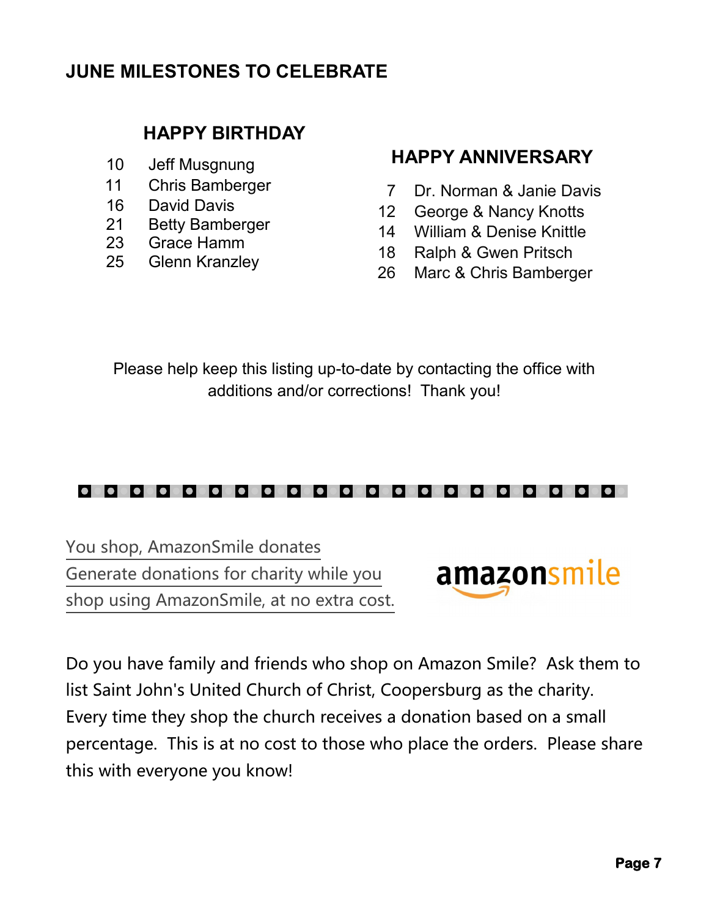## JUNE MILESTONES TO CELEBRATE

### HAPPY BIRTHDAY

10 Jeff Musgnung
11 Chris Bamberger
16 David Davis
21 Betty Bamberger
23 Grace Hamm
25 Glenn Kranzley

### HAPPY ANNIVERSARY

7 Dr. Norman & Janie Davis
12 George & Nancy Knotts
14 William & Denise Knittle
18 Ralph & Gwen Pritsch
26 Marc & Chris Bamberger

Please help keep this listing up-to-date by contacting the office with additions and/or corrections! Thank you!

---

You shop, AmazonSmile donates
Generate donations for charity while you shop using AmazonSmile, at no extra cost.

amazonsmile

Do you have family and friends who shop on Amazon Smile? Ask them to list Saint John's United Church of Christ, Coopersburg as the charity. Every time they shop the church receives a donation based on a small percentage. This is at no cost to those who place the orders. Please share this with everyone you know!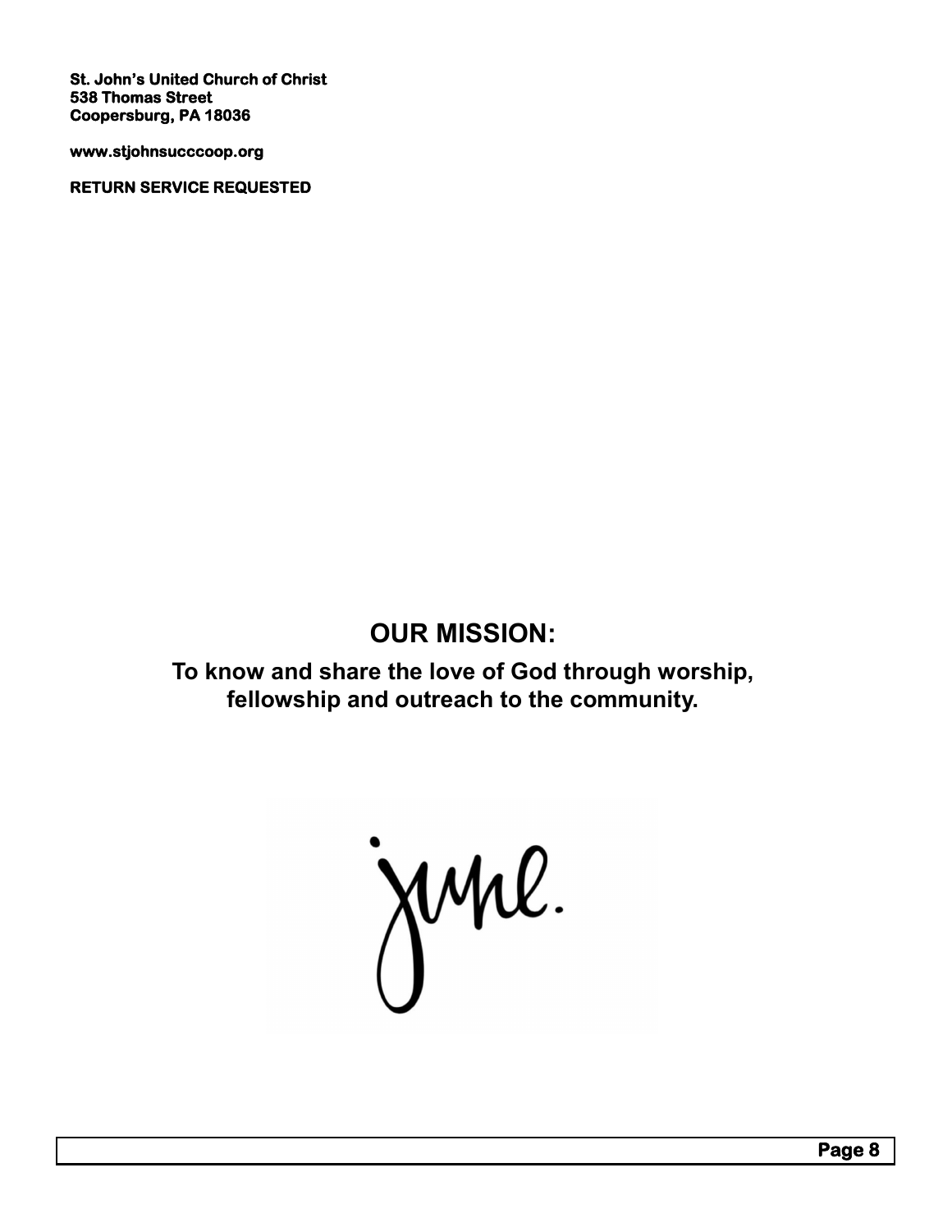**St. John's United Church of Christ**
**538 Thomas Street**
**Coopersburg, PA 18036**

**www.stjohnsucccoop.org**

**RETURN SERVICE REQUESTED**

## OUR MISSION:

**To know and share the love of God through worship, fellowship and outreach to the community.**

june.